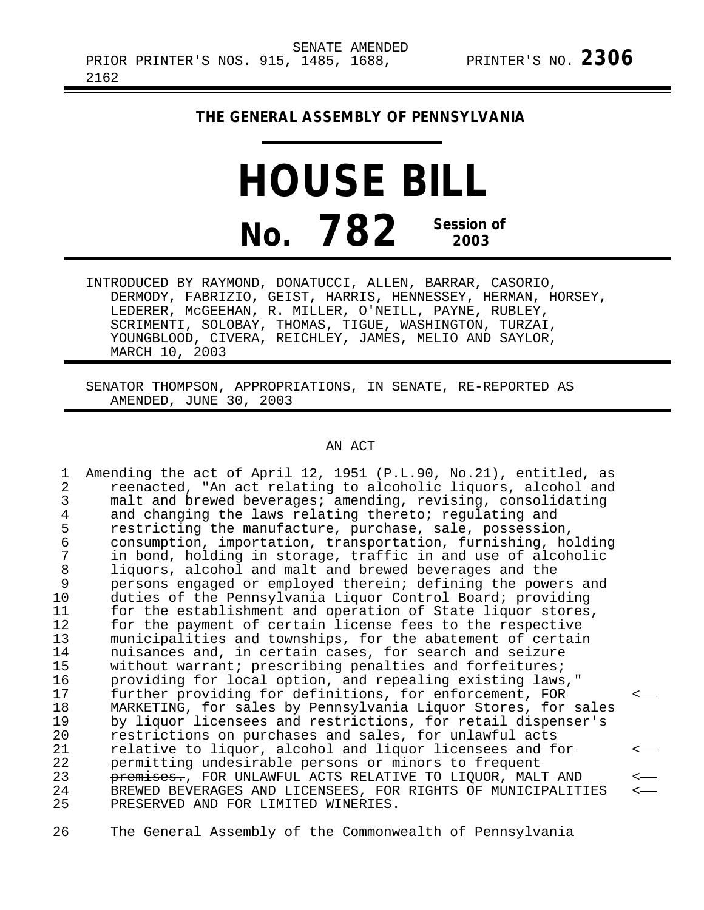SENATE AMENDED

PRIOR PRINTER'S NOS. 915, 1485, 1688, 2162 PRINTER'S NO. **2306**

## THE GENERAL ASSEMBLY OF PENNSYLVANIA

# HOUSE BILL No. 782 Session of 2003

INTRODUCED BY RAYMOND, DONATUCCI, ALLEN, BARRAR, CASORIO, DERMODY, FABRIZIO, GEIST, HARRIS, HENNESSEY, HERMAN, HORSEY, LEDERER, McGEEHAN, R. MILLER, O'NEILL, PAYNE, RUBLEY, SCRIMENTI, SOLOBAY, THOMAS, TIGUE, WASHINGTON, TURZAI, YOUNGBLOOD, CIVERA, REICHLEY, JAMES, MELIO AND SAYLOR, MARCH 10, 2003

SENATOR THOMPSON, APPROPRIATIONS, IN SENATE, RE-REPORTED AS AMENDED, JUNE 30, 2003

AN ACT

Amending the act of April 12, 1951 (P.L.90, No.21), entitled, as reenacted, "An act relating to alcoholic liquors, alcohol and malt and brewed beverages; amending, revising, consolidating and changing the laws relating thereto; regulating and restricting the manufacture, purchase, sale, possession, consumption, importation, transportation, furnishing, holding in bond, holding in storage, traffic in and use of alcoholic liquors, alcohol and malt and brewed beverages and the persons engaged or employed therein; defining the powers and duties of the Pennsylvania Liquor Control Board; providing for the establishment and operation of State liquor stores, for the payment of certain license fees to the respective municipalities and townships, for the abatement of certain nuisances and, in certain cases, for search and seizure without warrant; prescribing penalties and forfeitures; providing for local option, and repealing existing laws," further providing for definitions, for enforcement, FOR MARKETING, for sales by Pennsylvania Liquor Stores, for sales by liquor licensees and restrictions, for retail dispenser's restrictions on purchases and sales, for unlawful acts relative to liquor, alcohol and liquor licensees ~~and for permitting undesirable persons or minors to frequent premises.~~, FOR UNLAWFUL ACTS RELATIVE TO LIQUOR, MALT AND BREWED BEVERAGES AND LICENSEES, FOR RIGHTS OF MUNICIPALITIES PRESERVED AND FOR LIMITED WINERIES.

The General Assembly of the Commonwealth of Pennsylvania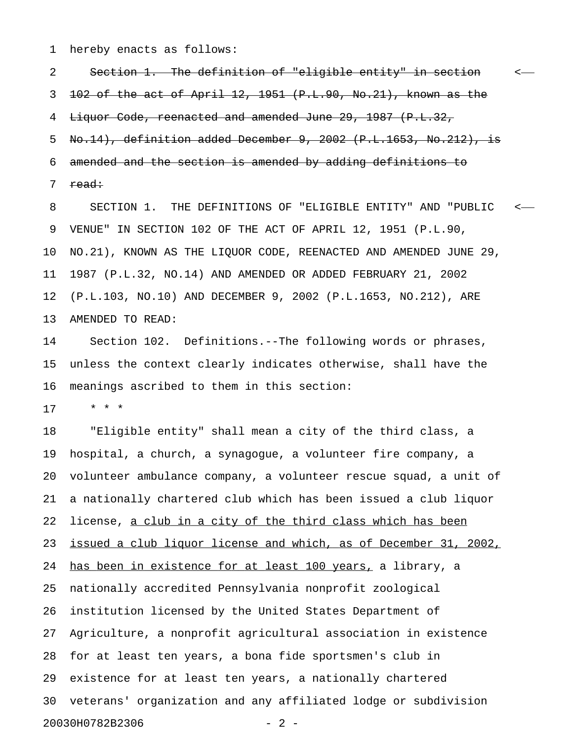hereby enacts as follows:

~~Section 1. The definition of "eligible entity" in section 102 of the act of April 12, 1951 (P.L.90, No.21), known as the Liquor Code, reenacted and amended June 29, 1987 (P.L.32, No.14), definition added December 9, 2002 (P.L.1653, No.212), is amended and the section is amended by adding definitions to read:~~

SECTION 1. THE DEFINITIONS OF "ELIGIBLE ENTITY" AND "PUBLIC VENUE" IN SECTION 102 OF THE ACT OF APRIL 12, 1951 (P.L.90, NO.21), KNOWN AS THE LIQUOR CODE, REENACTED AND AMENDED JUNE 29, 1987 (P.L.32, NO.14) AND AMENDED OR ADDED FEBRUARY 21, 2002 (P.L.103, NO.10) AND DECEMBER 9, 2002 (P.L.1653, NO.212), ARE AMENDED TO READ:

Section 102. Definitions.--The following words or phrases, unless the context clearly indicates otherwise, shall have the meanings ascribed to them in this section:

* * *

"Eligible entity" shall mean a city of the third class, a hospital, a church, a synagogue, a volunteer fire company, a volunteer ambulance company, a volunteer rescue squad, a unit of a nationally chartered club which has been issued a club liquor license, <u>a club in a city of the third class which has been issued a club liquor license and which, as of December 31, 2002, has been in existence for at least 100 years,</u> a library, a nationally accredited Pennsylvania nonprofit zoological institution licensed by the United States Department of Agriculture, a nonprofit agricultural association in existence for at least ten years, a bona fide sportsmen's club in existence for at least ten years, a nationally chartered veterans' organization and any affiliated lodge or subdivision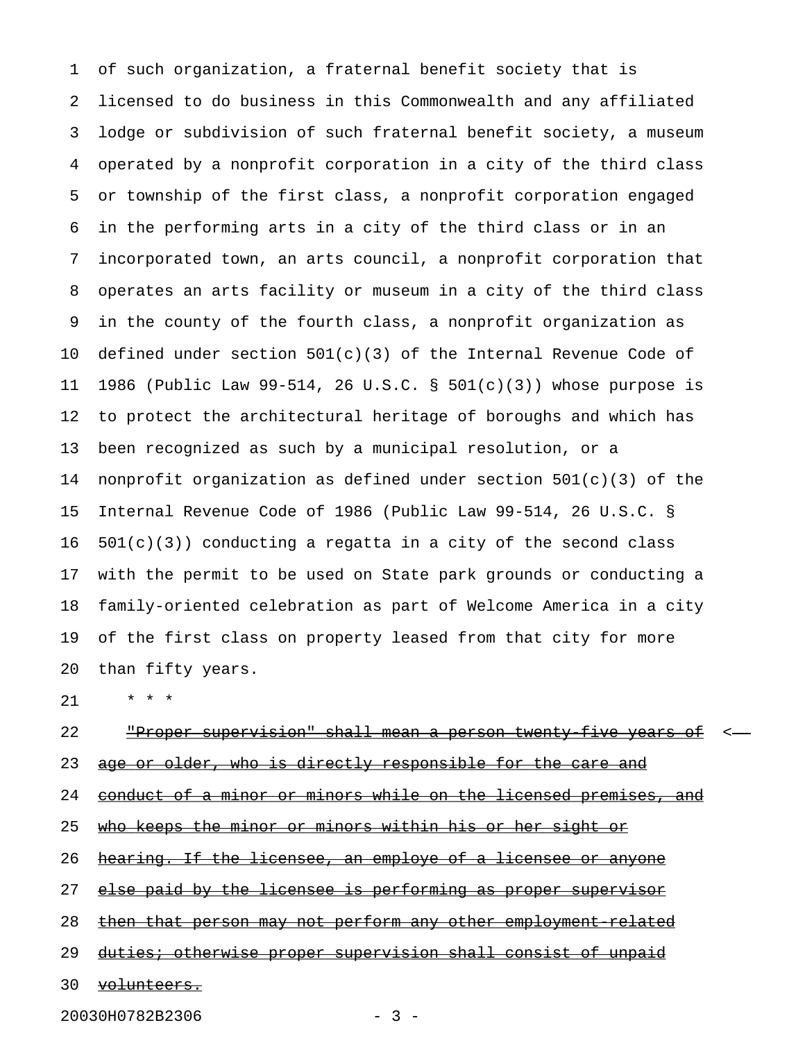of such organization, a fraternal benefit society that is licensed to do business in this Commonwealth and any affiliated lodge or subdivision of such fraternal benefit society, a museum operated by a nonprofit corporation in a city of the third class or township of the first class, a nonprofit corporation engaged in the performing arts in a city of the third class or in an incorporated town, an arts council, a nonprofit corporation that operates an arts facility or museum in a city of the third class in the county of the fourth class, a nonprofit organization as defined under section 501(c)(3) of the Internal Revenue Code of 1986 (Public Law 99-514, 26 U.S.C. § 501(c)(3)) whose purpose is to protect the architectural heritage of boroughs and which has been recognized as such by a municipal resolution, or a nonprofit organization as defined under section 501(c)(3) of the Internal Revenue Code of 1986 (Public Law 99-514, 26 U.S.C. § 501(c)(3)) conducting a regatta in a city of the second class with the permit to be used on State park grounds or conducting a family-oriented celebration as part of Welcome America in a city of the first class on property leased from that city for more than fifty years.

\* \* \*

~~"Proper supervision" shall mean a person twenty-five years of age or older, who is directly responsible for the care and conduct of a minor or minors while on the licensed premises, and who keeps the minor or minors within his or her sight or hearing. If the licensee, an employe of a licensee or anyone else paid by the licensee is performing as proper supervisor then that person may not perform any other employment-related duties; otherwise proper supervision shall consist of unpaid volunteers.~~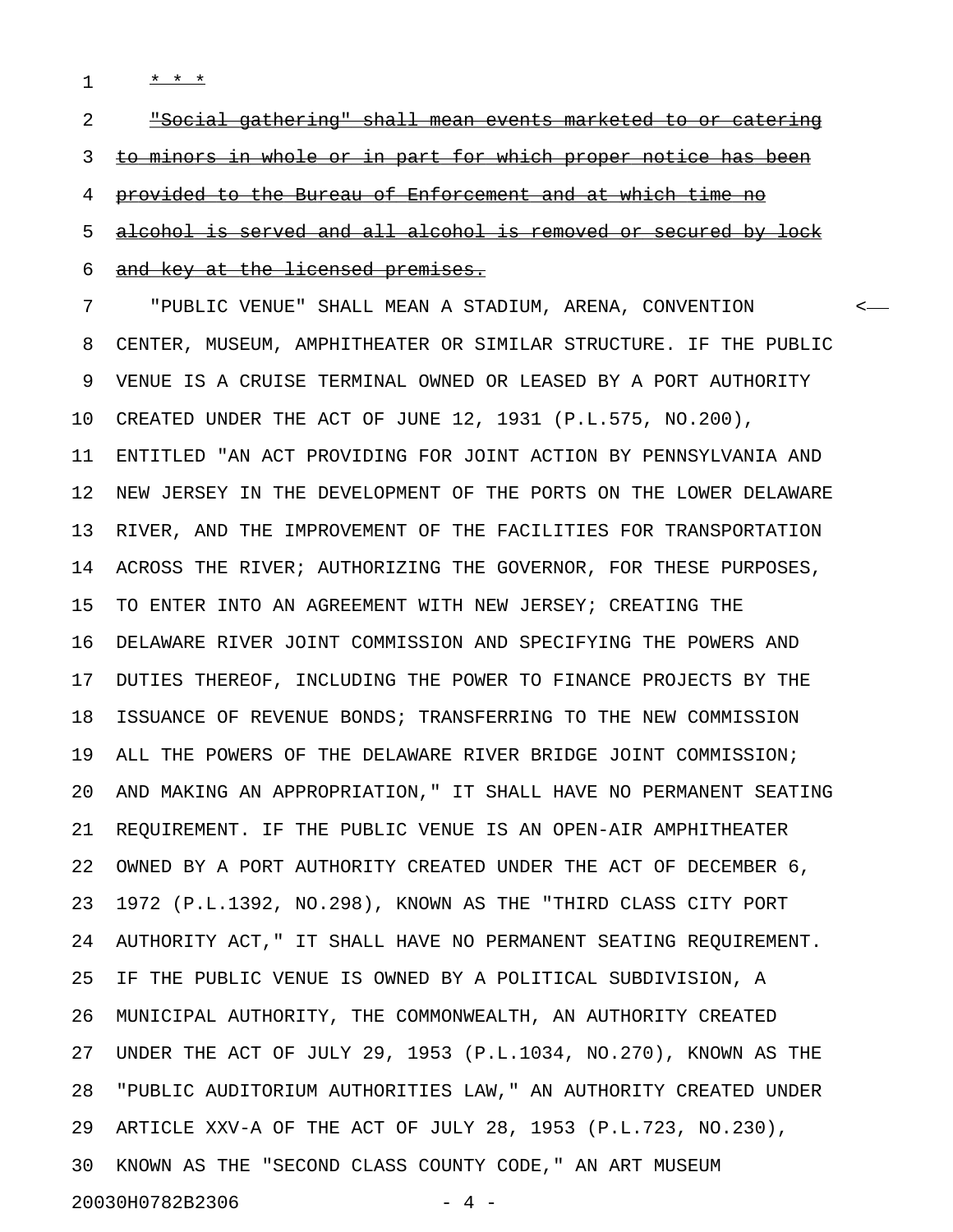* * *

~~"Social gathering" shall mean events marketed to or catering to minors in whole or in part for which proper notice has been provided to the Bureau of Enforcement and at which time no alcohol is served and all alcohol is removed or secured by lock and key at the licensed premises.~~

"PUBLIC VENUE" SHALL MEAN A STADIUM, ARENA, CONVENTION CENTER, MUSEUM, AMPHITHEATER OR SIMILAR STRUCTURE. IF THE PUBLIC VENUE IS A CRUISE TERMINAL OWNED OR LEASED BY A PORT AUTHORITY CREATED UNDER THE ACT OF JUNE 12, 1931 (P.L.575, NO.200), ENTITLED "AN ACT PROVIDING FOR JOINT ACTION BY PENNSYLVANIA AND NEW JERSEY IN THE DEVELOPMENT OF THE PORTS ON THE LOWER DELAWARE RIVER, AND THE IMPROVEMENT OF THE FACILITIES FOR TRANSPORTATION ACROSS THE RIVER; AUTHORIZING THE GOVERNOR, FOR THESE PURPOSES, TO ENTER INTO AN AGREEMENT WITH NEW JERSEY; CREATING THE DELAWARE RIVER JOINT COMMISSION AND SPECIFYING THE POWERS AND DUTIES THEREOF, INCLUDING THE POWER TO FINANCE PROJECTS BY THE ISSUANCE OF REVENUE BONDS; TRANSFERRING TO THE NEW COMMISSION ALL THE POWERS OF THE DELAWARE RIVER BRIDGE JOINT COMMISSION; AND MAKING AN APPROPRIATION," IT SHALL HAVE NO PERMANENT SEATING REQUIREMENT. IF THE PUBLIC VENUE IS AN OPEN-AIR AMPHITHEATER OWNED BY A PORT AUTHORITY CREATED UNDER THE ACT OF DECEMBER 6, 1972 (P.L.1392, NO.298), KNOWN AS THE "THIRD CLASS CITY PORT AUTHORITY ACT," IT SHALL HAVE NO PERMANENT SEATING REQUIREMENT. IF THE PUBLIC VENUE IS OWNED BY A POLITICAL SUBDIVISION, A MUNICIPAL AUTHORITY, THE COMMONWEALTH, AN AUTHORITY CREATED UNDER THE ACT OF JULY 29, 1953 (P.L.1034, NO.270), KNOWN AS THE "PUBLIC AUDITORIUM AUTHORITIES LAW," AN AUTHORITY CREATED UNDER ARTICLE XXV-A OF THE ACT OF JULY 28, 1953 (P.L.723, NO.230), KNOWN AS THE "SECOND CLASS COUNTY CODE," AN ART MUSEUM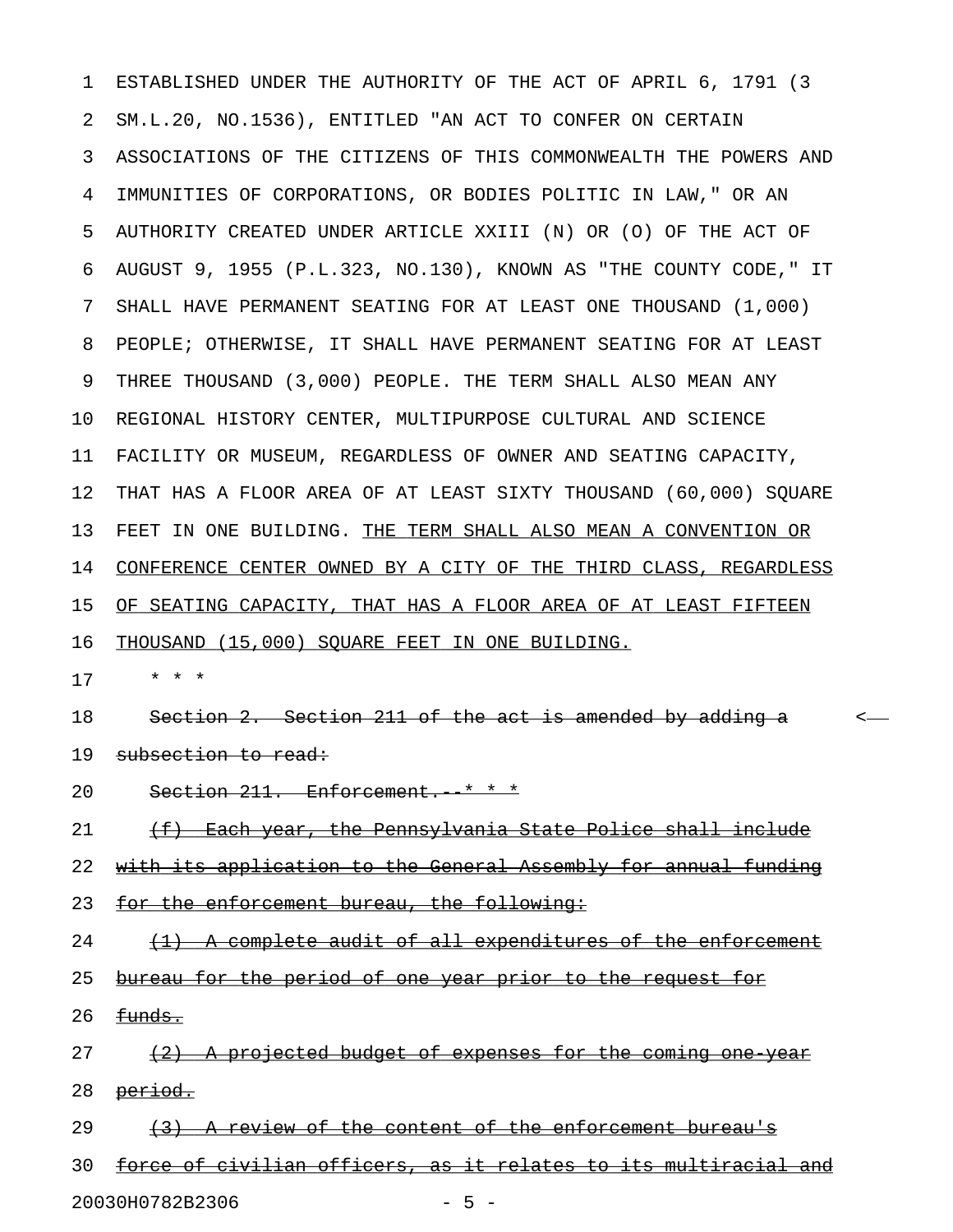ESTABLISHED UNDER THE AUTHORITY OF THE ACT OF APRIL 6, 1791 (3 SM.L.20, NO.1536), ENTITLED "AN ACT TO CONFER ON CERTAIN ASSOCIATIONS OF THE CITIZENS OF THIS COMMONWEALTH THE POWERS AND IMMUNITIES OF CORPORATIONS, OR BODIES POLITIC IN LAW," OR AN AUTHORITY CREATED UNDER ARTICLE XXIII (N) OR (O) OF THE ACT OF AUGUST 9, 1955 (P.L.323, NO.130), KNOWN AS "THE COUNTY CODE," IT SHALL HAVE PERMANENT SEATING FOR AT LEAST ONE THOUSAND (1,000) PEOPLE; OTHERWISE, IT SHALL HAVE PERMANENT SEATING FOR AT LEAST THREE THOUSAND (3,000) PEOPLE. THE TERM SHALL ALSO MEAN ANY REGIONAL HISTORY CENTER, MULTIPURPOSE CULTURAL AND SCIENCE FACILITY OR MUSEUM, REGARDLESS OF OWNER AND SEATING CAPACITY, THAT HAS A FLOOR AREA OF AT LEAST SIXTY THOUSAND (60,000) SQUARE FEET IN ONE BUILDING. <u>THE TERM SHALL ALSO MEAN A CONVENTION OR CONFERENCE CENTER OWNED BY A CITY OF THE THIRD CLASS, REGARDLESS OF SEATING CAPACITY, THAT HAS A FLOOR AREA OF AT LEAST FIFTEEN THOUSAND (15,000) SQUARE FEET IN ONE BUILDING.</u>

\* \* \*

~~Section 2. Section 211 of the act is amended by adding a subsection to read:~~

~~Section 211. Enforcement.--\* \* \*~~

~~(f) Each year, the Pennsylvania State Police shall include with its application to the General Assembly for annual funding for the enforcement bureau, the following:~~

~~(1) A complete audit of all expenditures of the enforcement bureau for the period of one year prior to the request for funds.~~

~~(2) A projected budget of expenses for the coming one-year period.~~

~~(3) A review of the content of the enforcement bureau's force of civilian officers, as it relates to its multiracial and~~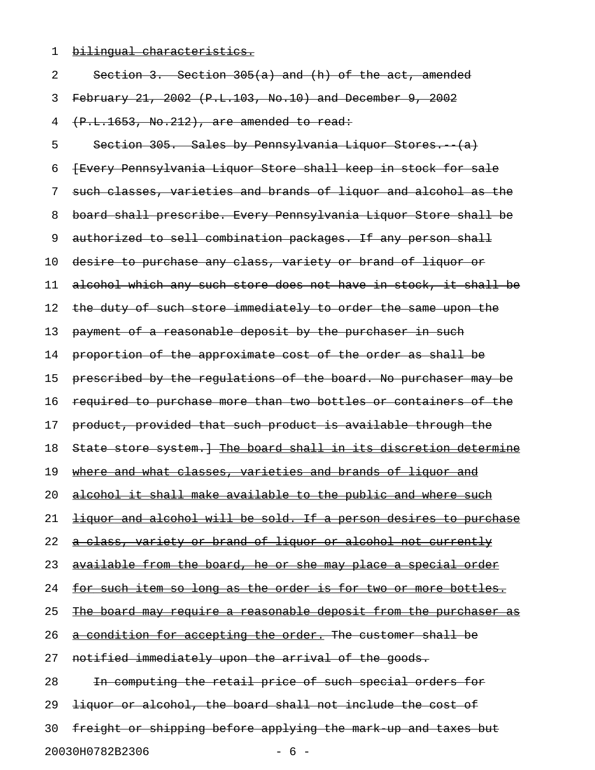bilingual characteristics.

Section 3. Section 305(a) and (h) of the act, amended February 21, 2002 (P.L.103, No.10) and December 9, 2002 (P.L.1653, No.212), are amended to read:

Section 305. Sales by Pennsylvania Liquor Stores.--(a) [Every Pennsylvania Liquor Store shall keep in stock for sale such classes, varieties and brands of liquor and alcohol as the board shall prescribe. Every Pennsylvania Liquor Store shall be authorized to sell combination packages. If any person shall desire to purchase any class, variety or brand of liquor or alcohol which any such store does not have in stock, it shall be the duty of such store immediately to order the same upon the payment of a reasonable deposit by the purchaser in such proportion of the approximate cost of the order as shall be prescribed by the regulations of the board. No purchaser may be required to purchase more than two bottles or containers of the product, provided that such product is available through the State store system.] The board shall in its discretion determine where and what classes, varieties and brands of liquor and alcohol it shall make available to the public and where such liquor and alcohol will be sold. If a person desires to purchase a class, variety or brand of liquor or alcohol not currently available from the board, he or she may place a special order for such item so long as the order is for two or more bottles. The board may require a reasonable deposit from the purchaser as a condition for accepting the order. The customer shall be notified immediately upon the arrival of the goods.

In computing the retail price of such special orders for liquor or alcohol, the board shall not include the cost of freight or shipping before applying the mark-up and taxes but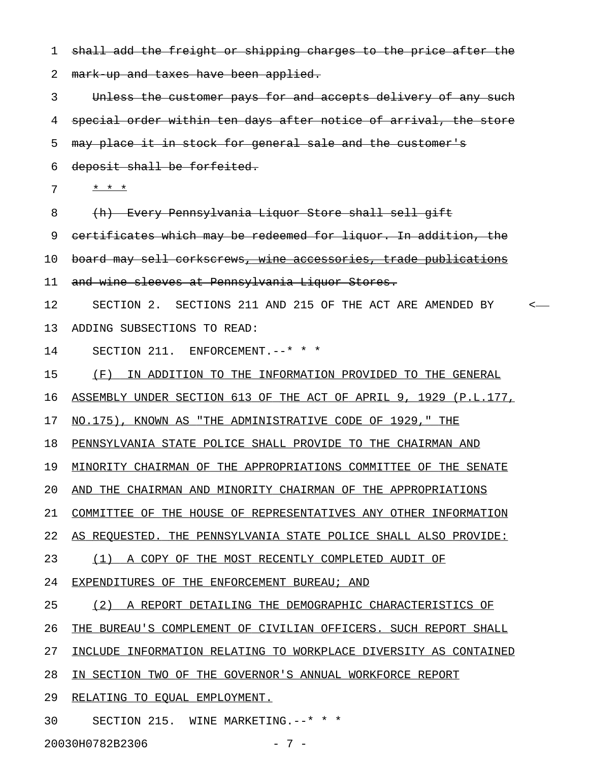~~shall add the freight or shipping charges to the price after the mark-up and taxes have been applied.~~

~~Unless the customer pays for and accepts delivery of any such special order within ten days after notice of arrival, the store may place it in stock for general sale and the customer's deposit shall be forfeited.~~

<u>* * *</u>

~~(h) Every Pennsylvania Liquor Store shall sell gift certificates which may be redeemed for liquor. In addition, the board may sell corkscrews, wine accessories, trade publications and wine sleeves at Pennsylvania Liquor Stores.~~

SECTION 2. SECTIONS 211 AND 215 OF THE ACT ARE AMENDED BY ADDING SUBSECTIONS TO READ:

SECTION 211. ENFORCEMENT.--* * *

<u>(F) IN ADDITION TO THE INFORMATION PROVIDED TO THE GENERAL ASSEMBLY UNDER SECTION 613 OF THE ACT OF APRIL 9, 1929 (P.L.177, NO.175), KNOWN AS "THE ADMINISTRATIVE CODE OF 1929," THE PENNSYLVANIA STATE POLICE SHALL PROVIDE TO THE CHAIRMAN AND MINORITY CHAIRMAN OF THE APPROPRIATIONS COMMITTEE OF THE SENATE AND THE CHAIRMAN AND MINORITY CHAIRMAN OF THE APPROPRIATIONS COMMITTEE OF THE HOUSE OF REPRESENTATIVES ANY OTHER INFORMATION AS REQUESTED. THE PENNSYLVANIA STATE POLICE SHALL ALSO PROVIDE:</u>

<u>(1) A COPY OF THE MOST RECENTLY COMPLETED AUDIT OF EXPENDITURES OF THE ENFORCEMENT BUREAU; AND</u>

<u>(2) A REPORT DETAILING THE DEMOGRAPHIC CHARACTERISTICS OF THE BUREAU'S COMPLEMENT OF CIVILIAN OFFICERS. SUCH REPORT SHALL INCLUDE INFORMATION RELATING TO WORKPLACE DIVERSITY AS CONTAINED IN SECTION TWO OF THE GOVERNOR'S ANNUAL WORKFORCE REPORT RELATING TO EQUAL EMPLOYMENT.</u>

SECTION 215. WINE MARKETING.--* * *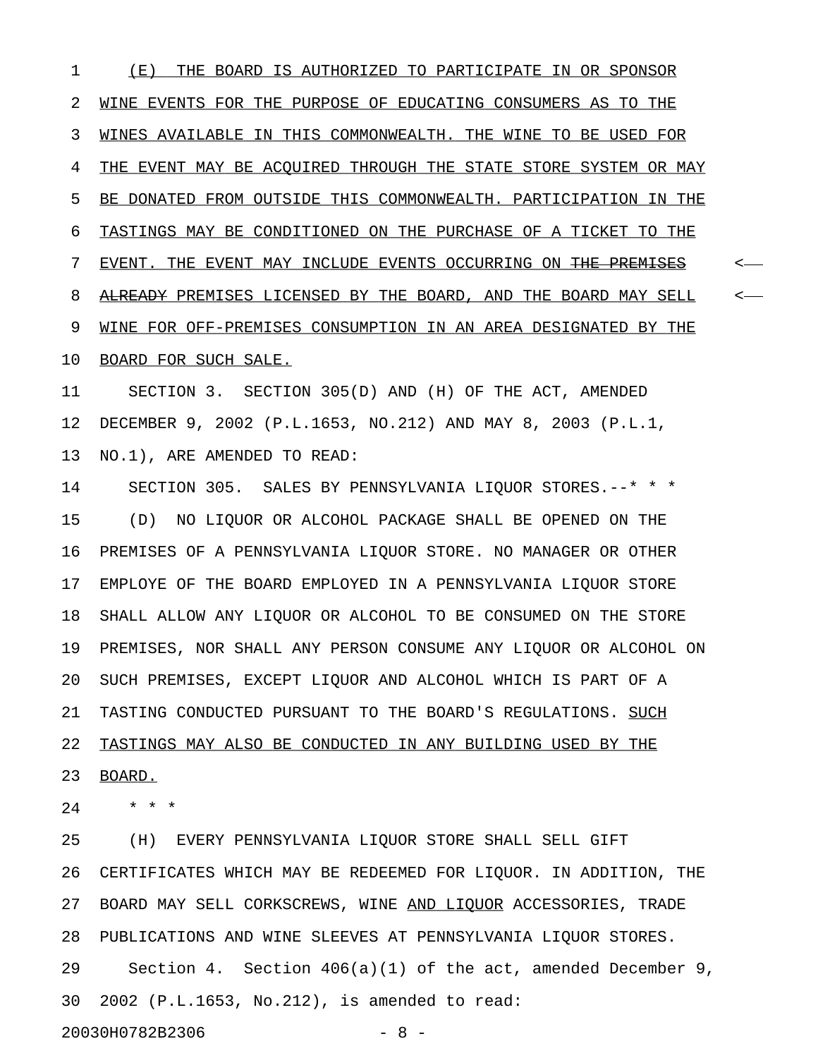(E) THE BOARD IS AUTHORIZED TO PARTICIPATE IN OR SPONSOR WINE EVENTS FOR THE PURPOSE OF EDUCATING CONSUMERS AS TO THE WINES AVAILABLE IN THIS COMMONWEALTH. THE WINE TO BE USED FOR THE EVENT MAY BE ACQUIRED THROUGH THE STATE STORE SYSTEM OR MAY BE DONATED FROM OUTSIDE THIS COMMONWEALTH. PARTICIPATION IN THE TASTINGS MAY BE CONDITIONED ON THE PURCHASE OF A TICKET TO THE EVENT. THE EVENT MAY INCLUDE EVENTS OCCURRING ON ~~THE PREMISES ALREADY~~ PREMISES LICENSED BY THE BOARD, AND THE BOARD MAY SELL WINE FOR OFF-PREMISES CONSUMPTION IN AN AREA DESIGNATED BY THE BOARD FOR SUCH SALE.

SECTION 3. SECTION 305(D) AND (H) OF THE ACT, AMENDED DECEMBER 9, 2002 (P.L.1653, NO.212) AND MAY 8, 2003 (P.L.1, NO.1), ARE AMENDED TO READ:

SECTION 305. SALES BY PENNSYLVANIA LIQUOR STORES.--* * *

(D) NO LIQUOR OR ALCOHOL PACKAGE SHALL BE OPENED ON THE PREMISES OF A PENNSYLVANIA LIQUOR STORE. NO MANAGER OR OTHER EMPLOYE OF THE BOARD EMPLOYED IN A PENNSYLVANIA LIQUOR STORE SHALL ALLOW ANY LIQUOR OR ALCOHOL TO BE CONSUMED ON THE STORE PREMISES, NOR SHALL ANY PERSON CONSUME ANY LIQUOR OR ALCOHOL ON SUCH PREMISES, EXCEPT LIQUOR AND ALCOHOL WHICH IS PART OF A TASTING CONDUCTED PURSUANT TO THE BOARD'S REGULATIONS. SUCH TASTINGS MAY ALSO BE CONDUCTED IN ANY BUILDING USED BY THE BOARD.

* * *

(H) EVERY PENNSYLVANIA LIQUOR STORE SHALL SELL GIFT CERTIFICATES WHICH MAY BE REDEEMED FOR LIQUOR. IN ADDITION, THE BOARD MAY SELL CORKSCREWS, WINE AND LIQUOR ACCESSORIES, TRADE PUBLICATIONS AND WINE SLEEVES AT PENNSYLVANIA LIQUOR STORES.

Section 4. Section 406(a)(1) of the act, amended December 9, 2002 (P.L.1653, No.212), is amended to read: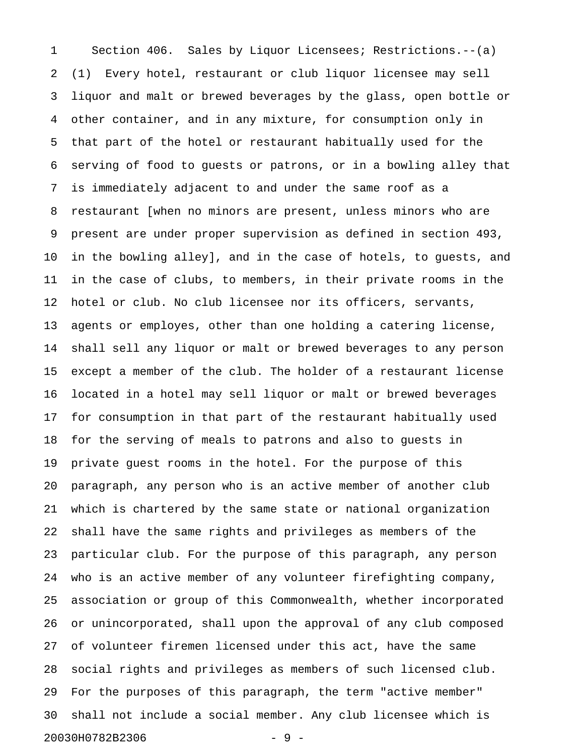Section 406. Sales by Liquor Licensees; Restrictions.--(a) (1) Every hotel, restaurant or club liquor licensee may sell liquor and malt or brewed beverages by the glass, open bottle or other container, and in any mixture, for consumption only in that part of the hotel or restaurant habitually used for the serving of food to guests or patrons, or in a bowling alley that is immediately adjacent to and under the same roof as a restaurant [when no minors are present, unless minors who are present are under proper supervision as defined in section 493, in the bowling alley], and in the case of hotels, to guests, and in the case of clubs, to members, in their private rooms in the hotel or club. No club licensee nor its officers, servants, agents or employes, other than one holding a catering license, shall sell any liquor or malt or brewed beverages to any person except a member of the club. The holder of a restaurant license located in a hotel may sell liquor or malt or brewed beverages for consumption in that part of the restaurant habitually used for the serving of meals to patrons and also to guests in private guest rooms in the hotel. For the purpose of this paragraph, any person who is an active member of another club which is chartered by the same state or national organization shall have the same rights and privileges as members of the particular club. For the purpose of this paragraph, any person who is an active member of any volunteer firefighting company, association or group of this Commonwealth, whether incorporated or unincorporated, shall upon the approval of any club composed of volunteer firemen licensed under this act, have the same social rights and privileges as members of such licensed club. For the purposes of this paragraph, the term "active member" shall not include a social member. Any club licensee which is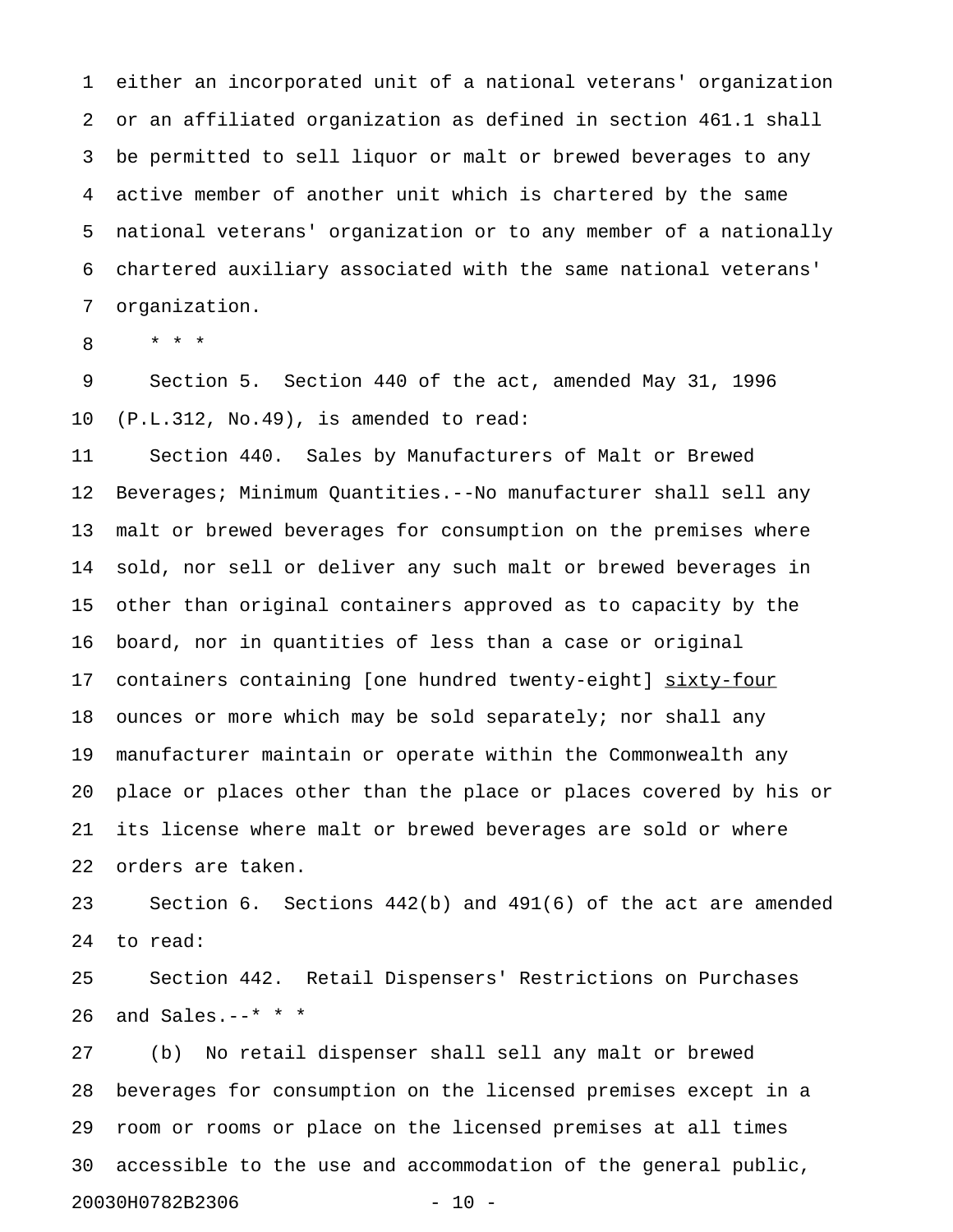either an incorporated unit of a national veterans' organization or an affiliated organization as defined in section 461.1 shall be permitted to sell liquor or malt or brewed beverages to any active member of another unit which is chartered by the same national veterans' organization or to any member of a nationally chartered auxiliary associated with the same national veterans' organization.

\* \* \*

Section 5. Section 440 of the act, amended May 31, 1996 (P.L.312, No.49), is amended to read:

Section 440. Sales by Manufacturers of Malt or Brewed Beverages; Minimum Quantities.--No manufacturer shall sell any malt or brewed beverages for consumption on the premises where sold, nor sell or deliver any such malt or brewed beverages in other than original containers approved as to capacity by the board, nor in quantities of less than a case or original containers containing [one hundred twenty-eight] <u>sixty-four</u> ounces or more which may be sold separately; nor shall any manufacturer maintain or operate within the Commonwealth any place or places other than the place or places covered by his or its license where malt or brewed beverages are sold or where orders are taken.

Section 6. Sections 442(b) and 491(6) of the act are amended to read:

Section 442. Retail Dispensers' Restrictions on Purchases and Sales.--\* \* \*

(b) No retail dispenser shall sell any malt or brewed beverages for consumption on the licensed premises except in a room or rooms or place on the licensed premises at all times accessible to the use and accommodation of the general public,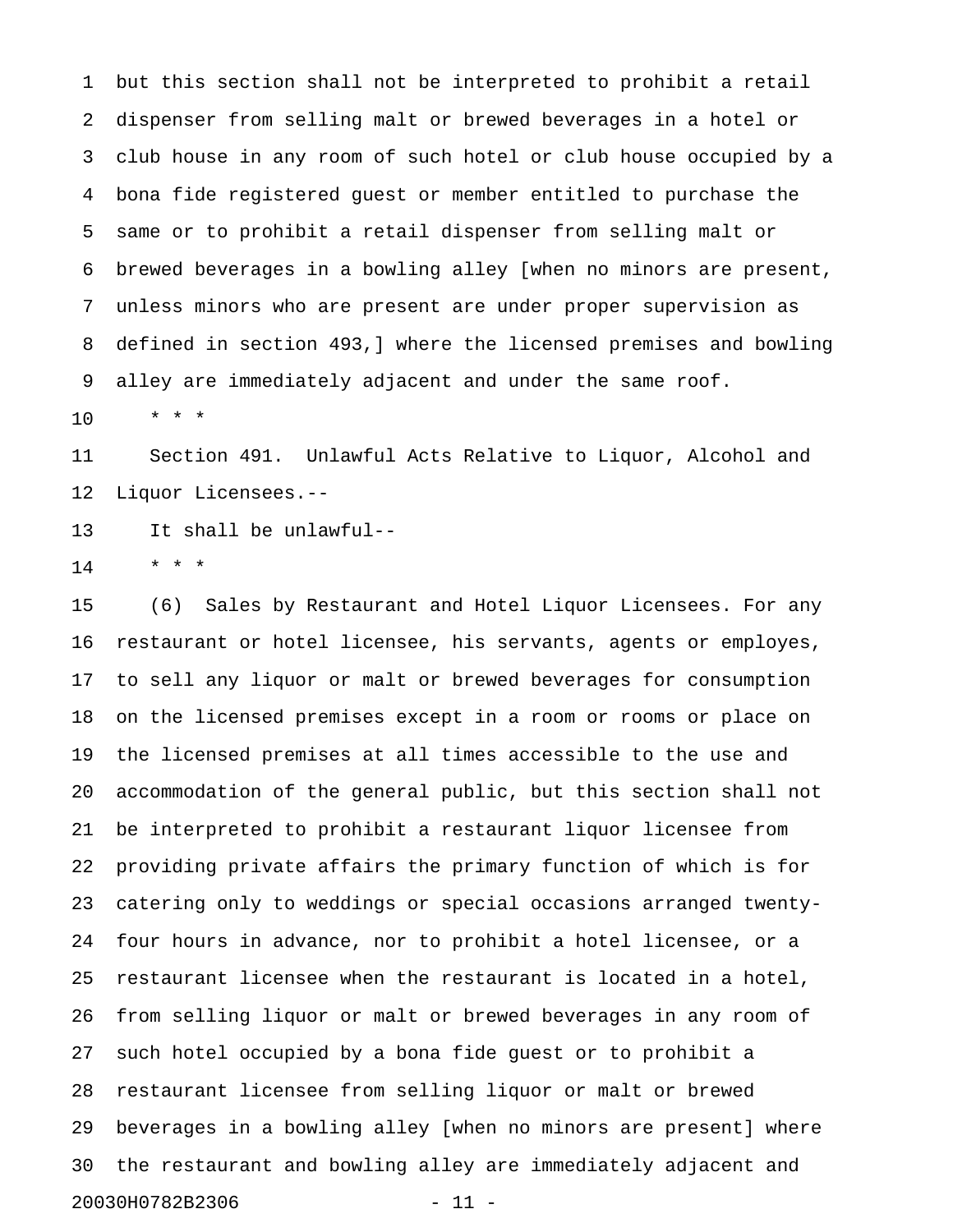but this section shall not be interpreted to prohibit a retail dispenser from selling malt or brewed beverages in a hotel or club house in any room of such hotel or club house occupied by a bona fide registered guest or member entitled to purchase the same or to prohibit a retail dispenser from selling malt or brewed beverages in a bowling alley [when no minors are present, unless minors who are present are under proper supervision as defined in section 493,] where the licensed premises and bowling alley are immediately adjacent and under the same roof.

* * *

Section 491. Unlawful Acts Relative to Liquor, Alcohol and Liquor Licensees.--

It shall be unlawful--

* * *

(6) Sales by Restaurant and Hotel Liquor Licensees. For any restaurant or hotel licensee, his servants, agents or employes, to sell any liquor or malt or brewed beverages for consumption on the licensed premises except in a room or rooms or place on the licensed premises at all times accessible to the use and accommodation of the general public, but this section shall not be interpreted to prohibit a restaurant liquor licensee from providing private affairs the primary function of which is for catering only to weddings or special occasions arranged twenty-four hours in advance, nor to prohibit a hotel licensee, or a restaurant licensee when the restaurant is located in a hotel, from selling liquor or malt or brewed beverages in any room of such hotel occupied by a bona fide guest or to prohibit a restaurant licensee from selling liquor or malt or brewed beverages in a bowling alley [when no minors are present] where the restaurant and bowling alley are immediately adjacent and

20030H0782B2306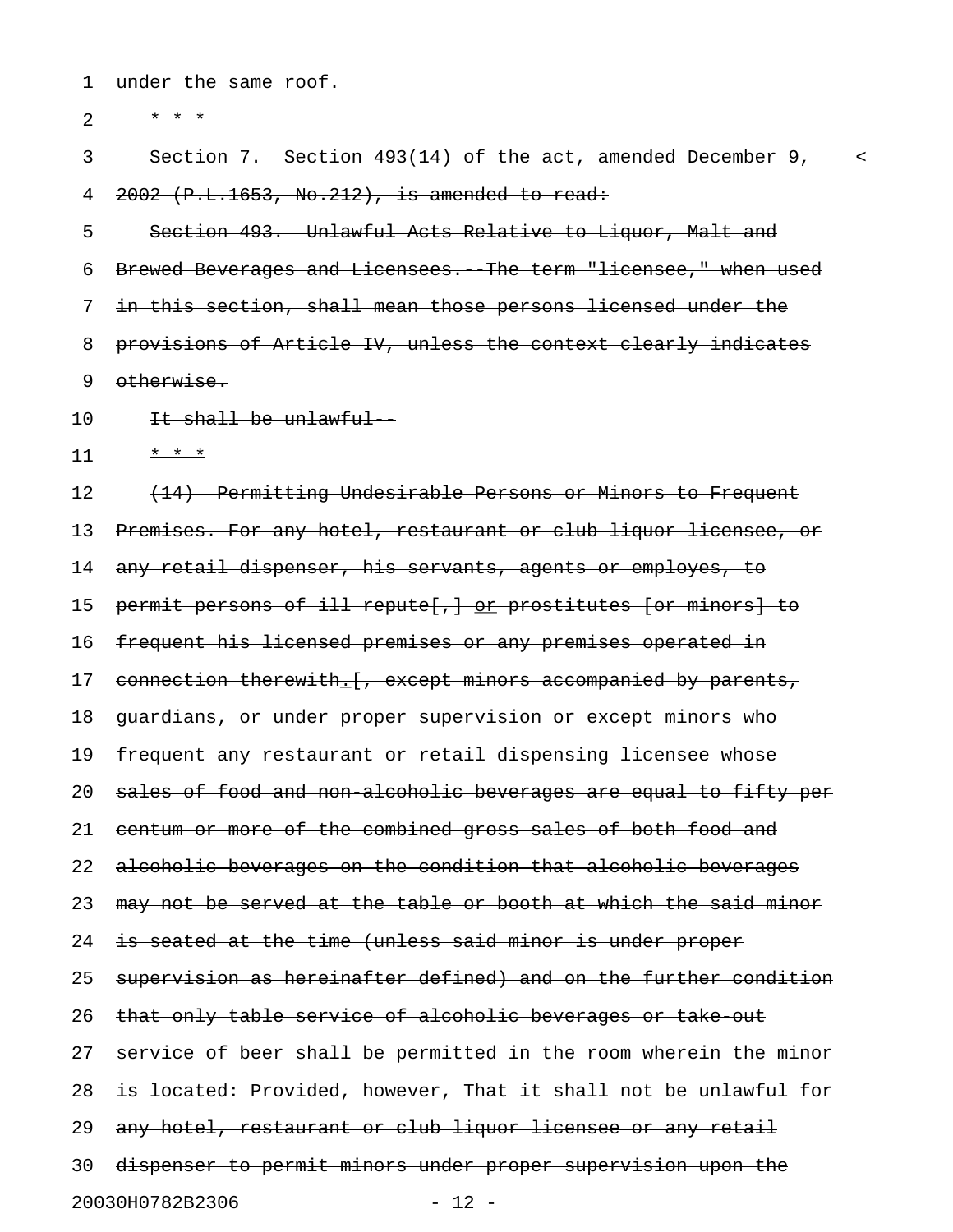under the same roof.

\* \* \*

~~Section 7. Section 493(14) of the act, amended December 9, 2002 (P.L.1653, No.212), is amended to read:~~

~~Section 493. Unlawful Acts Relative to Liquor, Malt and Brewed Beverages and Licensees.--The term "licensee," when used in this section, shall mean those persons licensed under the provisions of Article IV, unless the context clearly indicates otherwise.~~

~~It shall be unlawful--~~

~~\* \* \*~~

~~(14) Permitting Undesirable Persons or Minors to Frequent Premises. For any hotel, restaurant or club liquor licensee, or any retail dispenser, his servants, agents or employes, to permit persons of ill repute[,] or prostitutes [or minors] to frequent his licensed premises or any premises operated in connection therewith.[, except minors accompanied by parents, guardians, or under proper supervision or except minors who frequent any restaurant or retail dispensing licensee whose sales of food and non-alcoholic beverages are equal to fifty per centum or more of the combined gross sales of both food and alcoholic beverages on the condition that alcoholic beverages may not be served at the table or booth at which the said minor is seated at the time (unless said minor is under proper supervision as hereinafter defined) and on the further condition that only table service of alcoholic beverages or take-out service of beer shall be permitted in the room wherein the minor is located: Provided, however, That it shall not be unlawful for any hotel, restaurant or club liquor licensee or any retail dispenser to permit minors under proper supervision upon the~~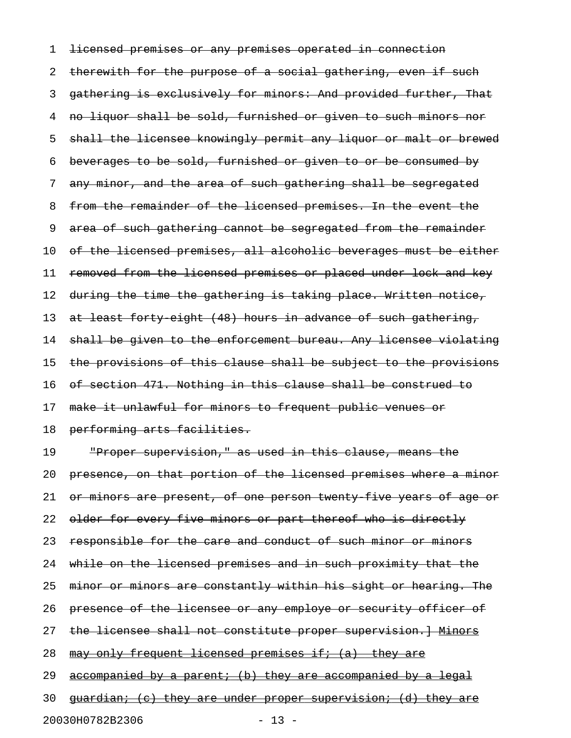licensed premises or any premises operated in connection therewith for the purpose of a social gathering, even if such gathering is exclusively for minors: And provided further, That no liquor shall be sold, furnished or given to such minors nor shall the licensee knowingly permit any liquor or malt or brewed beverages to be sold, furnished or given to or be consumed by any minor, and the area of such gathering shall be segregated from the remainder of the licensed premises. In the event the area of such gathering cannot be segregated from the remainder of the licensed premises, all alcoholic beverages must be either removed from the licensed premises or placed under lock and key during the time the gathering is taking place. Written notice, at least forty-eight (48) hours in advance of such gathering, shall be given to the enforcement bureau. Any licensee violating the provisions of this clause shall be subject to the provisions of section 471. Nothing in this clause shall be construed to make it unlawful for minors to frequent public venues or performing arts facilities.

"Proper supervision," as used in this clause, means the presence, on that portion of the licensed premises where a minor or minors are present, of one person twenty-five years of age or older for every five minors or part thereof who is directly responsible for the care and conduct of such minor or minors while on the licensed premises and in such proximity that the minor or minors are constantly within his sight or hearing. The presence of the licensee or any employe or security officer of the licensee shall not constitute proper supervision.] Minors may only frequent licensed premises if; (a) they are accompanied by a parent; (b) they are accompanied by a legal guardian; (c) they are under proper supervision; (d) they are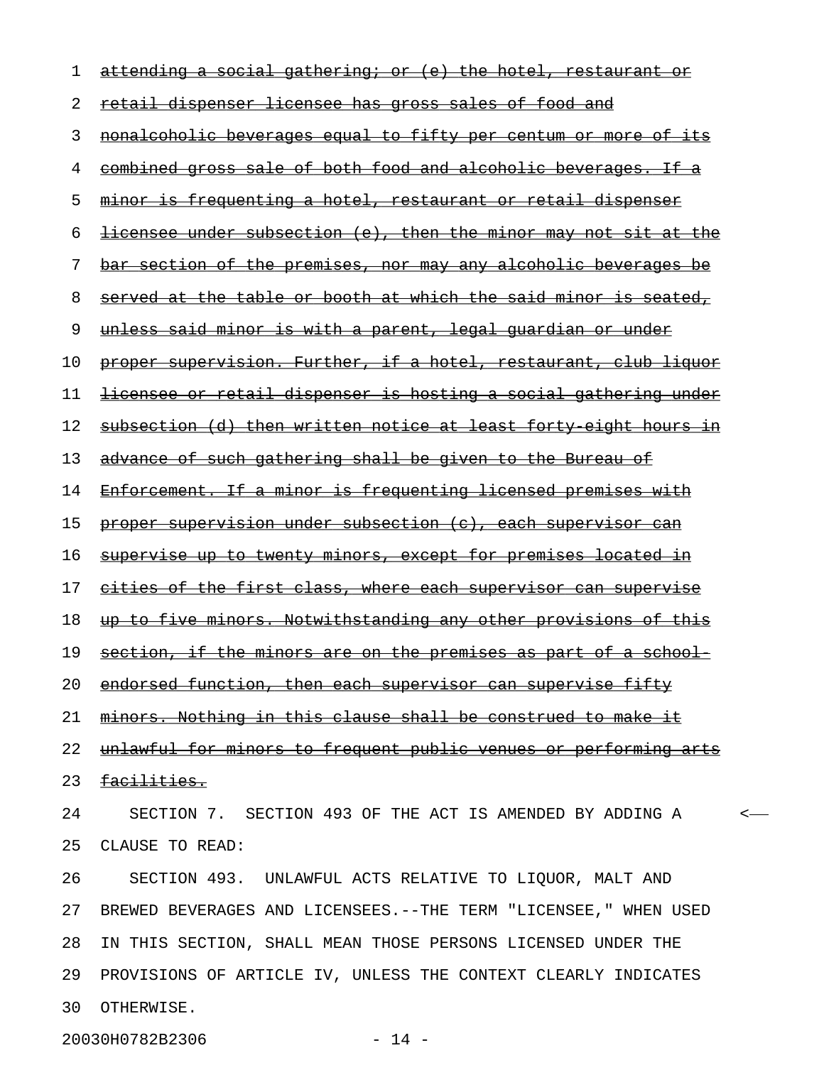~~attending a social gathering; or (e) the hotel, restaurant or retail dispenser licensee has gross sales of food and nonalcoholic beverages equal to fifty per centum or more of its combined gross sale of both food and alcoholic beverages. If a minor is frequenting a hotel, restaurant or retail dispenser licensee under subsection (e), then the minor may not sit at the bar section of the premises, nor may any alcoholic beverages be served at the table or booth at which the said minor is seated, unless said minor is with a parent, legal guardian or under proper supervision. Further, if a hotel, restaurant, club liquor licensee or retail dispenser is hosting a social gathering under subsection (d) then written notice at least forty-eight hours in advance of such gathering shall be given to the Bureau of Enforcement. If a minor is frequenting licensed premises with proper supervision under subsection (c), each supervisor can supervise up to twenty minors, except for premises located in cities of the first class, where each supervisor can supervise up to five minors. Notwithstanding any other provisions of this section, if the minors are on the premises as part of a school-endorsed function, then each supervisor can supervise fifty minors. Nothing in this clause shall be construed to make it unlawful for minors to frequent public venues or performing arts facilities.~~

SECTION 7. SECTION 493 OF THE ACT IS AMENDED BY ADDING A CLAUSE TO READ:

SECTION 493. UNLAWFUL ACTS RELATIVE TO LIQUOR, MALT AND BREWED BEVERAGES AND LICENSEES.--THE TERM "LICENSEE," WHEN USED IN THIS SECTION, SHALL MEAN THOSE PERSONS LICENSED UNDER THE PROVISIONS OF ARTICLE IV, UNLESS THE CONTEXT CLEARLY INDICATES OTHERWISE.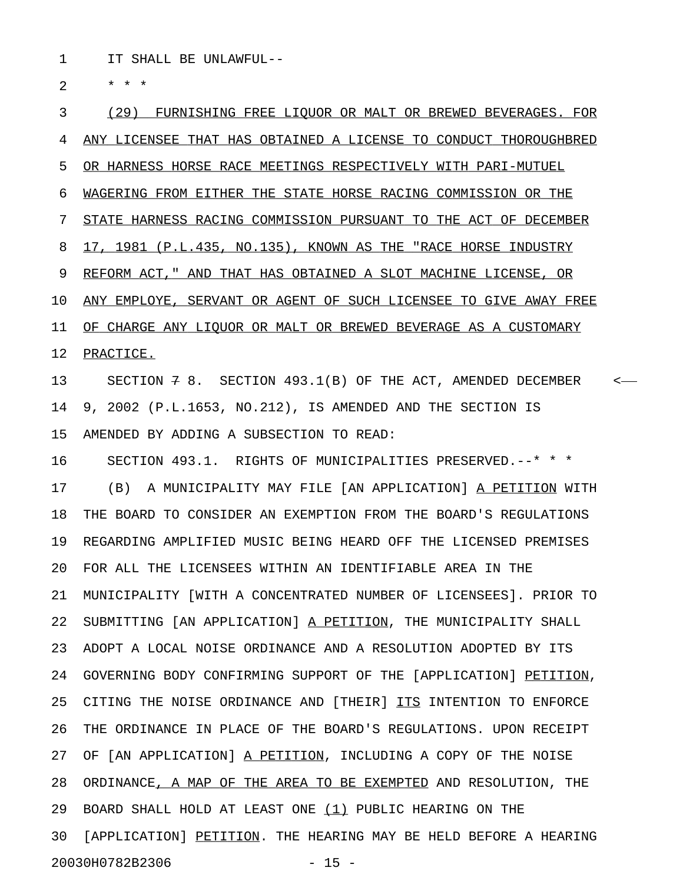IT SHALL BE UNLAWFUL--

* * *

(29) FURNISHING FREE LIQUOR OR MALT OR BREWED BEVERAGES. FOR ANY LICENSEE THAT HAS OBTAINED A LICENSE TO CONDUCT THOROUGHBRED OR HARNESS HORSE RACE MEETINGS RESPECTIVELY WITH PARI-MUTUEL WAGERING FROM EITHER THE STATE HORSE RACING COMMISSION OR THE STATE HARNESS RACING COMMISSION PURSUANT TO THE ACT OF DECEMBER 17, 1981 (P.L.435, NO.135), KNOWN AS THE "RACE HORSE INDUSTRY REFORM ACT," AND THAT HAS OBTAINED A SLOT MACHINE LICENSE, OR ANY EMPLOYE, SERVANT OR AGENT OF SUCH LICENSEE TO GIVE AWAY FREE OF CHARGE ANY LIQUOR OR MALT OR BREWED BEVERAGE AS A CUSTOMARY PRACTICE.

SECTION ~~7~~ 8. SECTION 493.1(B) OF THE ACT, AMENDED DECEMBER 9, 2002 (P.L.1653, NO.212), IS AMENDED AND THE SECTION IS AMENDED BY ADDING A SUBSECTION TO READ:

SECTION 493.1. RIGHTS OF MUNICIPALITIES PRESERVED.--* * *

(B) A MUNICIPALITY MAY FILE [AN APPLICATION] A PETITION WITH THE BOARD TO CONSIDER AN EXEMPTION FROM THE BOARD'S REGULATIONS REGARDING AMPLIFIED MUSIC BEING HEARD OFF THE LICENSED PREMISES FOR ALL THE LICENSEES WITHIN AN IDENTIFIABLE AREA IN THE MUNICIPALITY [WITH A CONCENTRATED NUMBER OF LICENSEES]. PRIOR TO SUBMITTING [AN APPLICATION] A PETITION, THE MUNICIPALITY SHALL ADOPT A LOCAL NOISE ORDINANCE AND A RESOLUTION ADOPTED BY ITS GOVERNING BODY CONFIRMING SUPPORT OF THE [APPLICATION] PETITION, CITING THE NOISE ORDINANCE AND [THEIR] ITS INTENTION TO ENFORCE THE ORDINANCE IN PLACE OF THE BOARD'S REGULATIONS. UPON RECEIPT OF [AN APPLICATION] A PETITION, INCLUDING A COPY OF THE NOISE ORDINANCE, A MAP OF THE AREA TO BE EXEMPTED AND RESOLUTION, THE BOARD SHALL HOLD AT LEAST ONE (1) PUBLIC HEARING ON THE [APPLICATION] PETITION. THE HEARING MAY BE HELD BEFORE A HEARING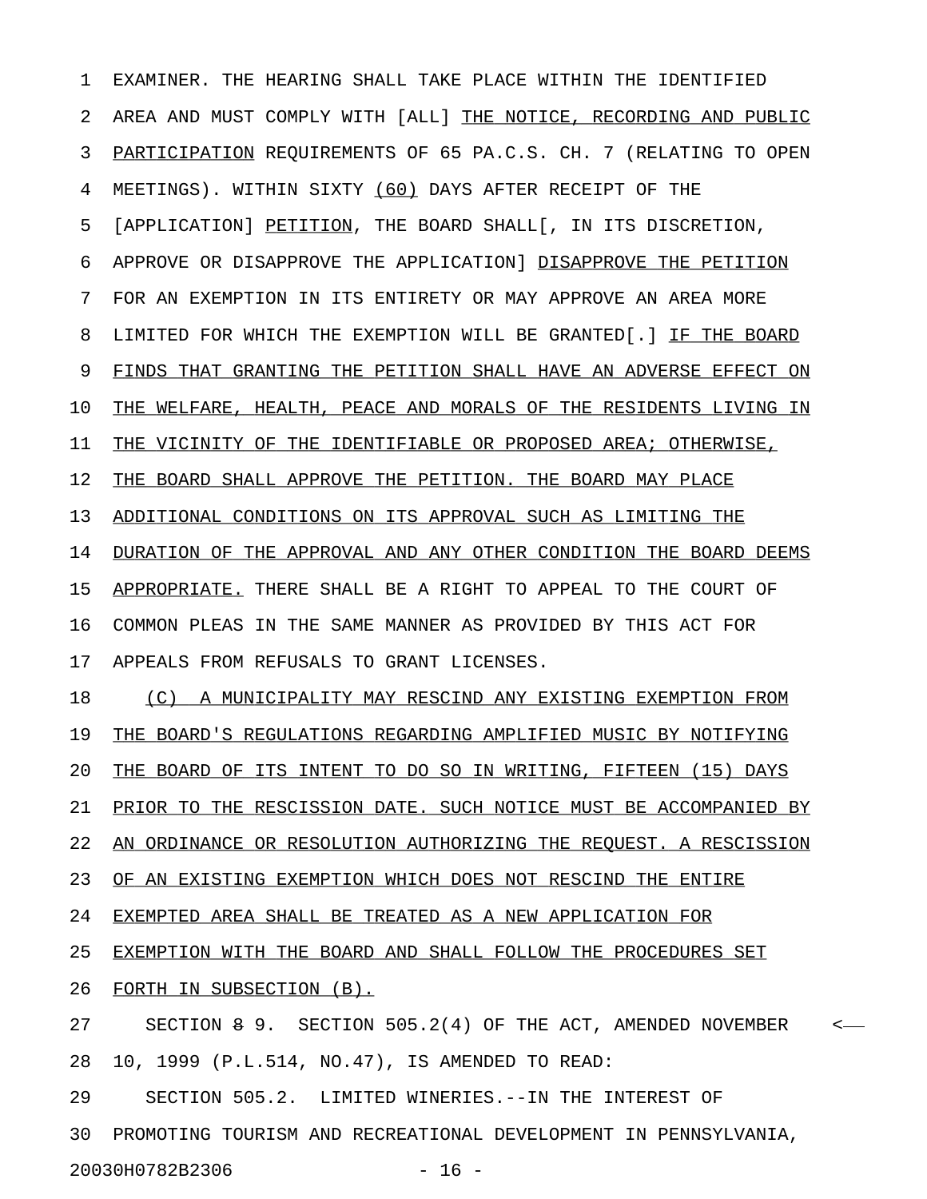EXAMINER. THE HEARING SHALL TAKE PLACE WITHIN THE IDENTIFIED AREA AND MUST COMPLY WITH [ALL] <u>THE NOTICE, RECORDING AND PUBLIC PARTICIPATION</u> REQUIREMENTS OF 65 PA.C.S. CH. 7 (RELATING TO OPEN MEETINGS). WITHIN SIXTY <u>(60)</u> DAYS AFTER RECEIPT OF THE [APPLICATION] <u>PETITION</u>, THE BOARD SHALL[, IN ITS DISCRETION, APPROVE OR DISAPPROVE THE APPLICATION] <u>DISAPPROVE THE PETITION</u> FOR AN EXEMPTION IN ITS ENTIRETY OR MAY APPROVE AN AREA MORE LIMITED FOR WHICH THE EXEMPTION WILL BE GRANTED[.] <u>IF THE BOARD FINDS THAT GRANTING THE PETITION SHALL HAVE AN ADVERSE EFFECT ON THE WELFARE, HEALTH, PEACE AND MORALS OF THE RESIDENTS LIVING IN THE VICINITY OF THE IDENTIFIABLE OR PROPOSED AREA; OTHERWISE, THE BOARD SHALL APPROVE THE PETITION. THE BOARD MAY PLACE ADDITIONAL CONDITIONS ON ITS APPROVAL SUCH AS LIMITING THE DURATION OF THE APPROVAL AND ANY OTHER CONDITION THE BOARD DEEMS APPROPRIATE.</u> THERE SHALL BE A RIGHT TO APPEAL TO THE COURT OF COMMON PLEAS IN THE SAME MANNER AS PROVIDED BY THIS ACT FOR APPEALS FROM REFUSALS TO GRANT LICENSES.

<u>(C) A MUNICIPALITY MAY RESCIND ANY EXISTING EXEMPTION FROM THE BOARD'S REGULATIONS REGARDING AMPLIFIED MUSIC BY NOTIFYING THE BOARD OF ITS INTENT TO DO SO IN WRITING, FIFTEEN (15) DAYS PRIOR TO THE RESCISSION DATE. SUCH NOTICE MUST BE ACCOMPANIED BY AN ORDINANCE OR RESOLUTION AUTHORIZING THE REQUEST. A RESCISSION OF AN EXISTING EXEMPTION WHICH DOES NOT RESCIND THE ENTIRE EXEMPTED AREA SHALL BE TREATED AS A NEW APPLICATION FOR EXEMPTION WITH THE BOARD AND SHALL FOLLOW THE PROCEDURES SET FORTH IN SUBSECTION (B).</u>

SECTION ~~8~~ 9. SECTION 505.2(4) OF THE ACT, AMENDED NOVEMBER 10, 1999 (P.L.514, NO.47), IS AMENDED TO READ:

SECTION 505.2. LIMITED WINERIES.--IN THE INTEREST OF PROMOTING TOURISM AND RECREATIONAL DEVELOPMENT IN PENNSYLVANIA,

20030H0782B2306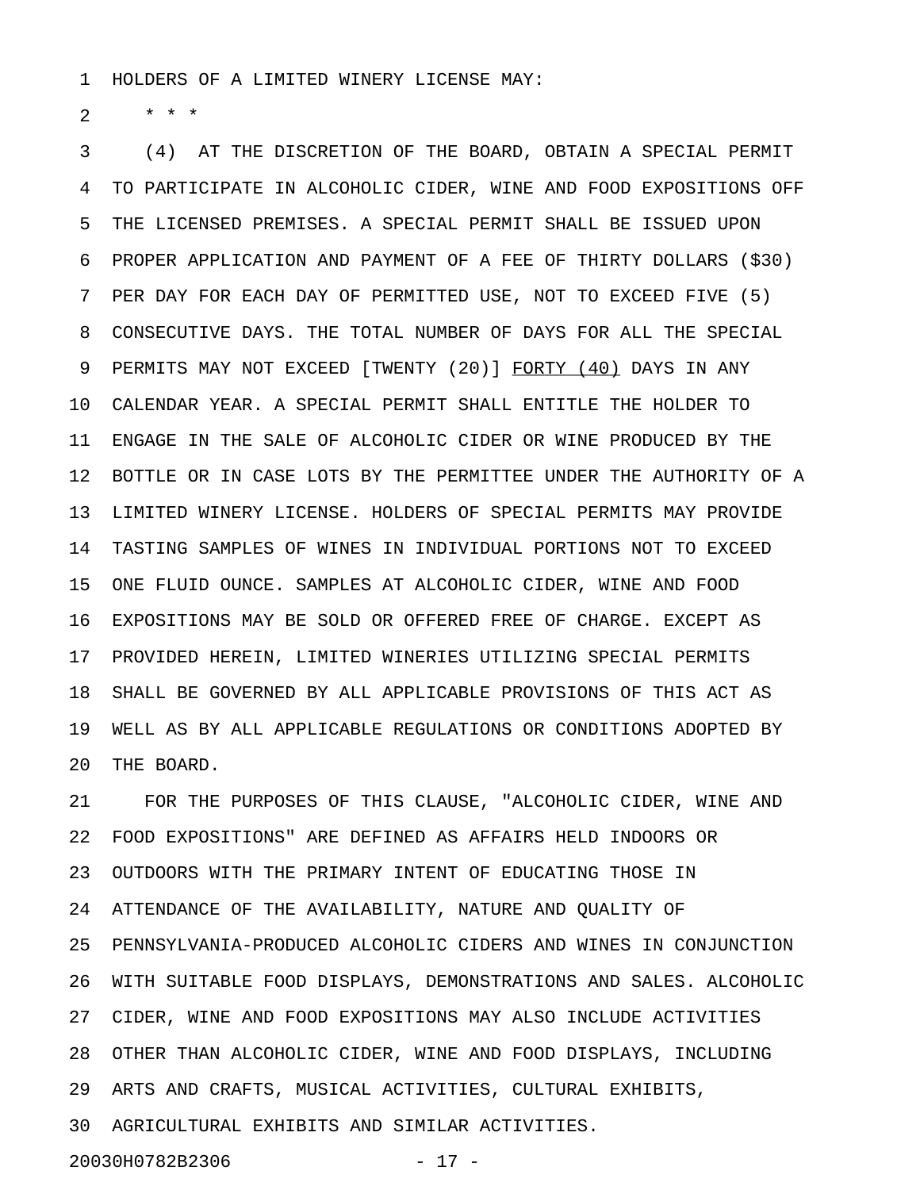HOLDERS OF A LIMITED WINERY LICENSE MAY:

* * *

(4) AT THE DISCRETION OF THE BOARD, OBTAIN A SPECIAL PERMIT TO PARTICIPATE IN ALCOHOLIC CIDER, WINE AND FOOD EXPOSITIONS OFF THE LICENSED PREMISES. A SPECIAL PERMIT SHALL BE ISSUED UPON PROPER APPLICATION AND PAYMENT OF A FEE OF THIRTY DOLLARS ($30) PER DAY FOR EACH DAY OF PERMITTED USE, NOT TO EXCEED FIVE (5) CONSECUTIVE DAYS. THE TOTAL NUMBER OF DAYS FOR ALL THE SPECIAL PERMITS MAY NOT EXCEED [TWENTY (20)] <u>FORTY (40)</u> DAYS IN ANY CALENDAR YEAR. A SPECIAL PERMIT SHALL ENTITLE THE HOLDER TO ENGAGE IN THE SALE OF ALCOHOLIC CIDER OR WINE PRODUCED BY THE BOTTLE OR IN CASE LOTS BY THE PERMITTEE UNDER THE AUTHORITY OF A LIMITED WINERY LICENSE. HOLDERS OF SPECIAL PERMITS MAY PROVIDE TASTING SAMPLES OF WINES IN INDIVIDUAL PORTIONS NOT TO EXCEED ONE FLUID OUNCE. SAMPLES AT ALCOHOLIC CIDER, WINE AND FOOD EXPOSITIONS MAY BE SOLD OR OFFERED FREE OF CHARGE. EXCEPT AS PROVIDED HEREIN, LIMITED WINERIES UTILIZING SPECIAL PERMITS SHALL BE GOVERNED BY ALL APPLICABLE PROVISIONS OF THIS ACT AS WELL AS BY ALL APPLICABLE REGULATIONS OR CONDITIONS ADOPTED BY THE BOARD.

FOR THE PURPOSES OF THIS CLAUSE, "ALCOHOLIC CIDER, WINE AND FOOD EXPOSITIONS" ARE DEFINED AS AFFAIRS HELD INDOORS OR OUTDOORS WITH THE PRIMARY INTENT OF EDUCATING THOSE IN ATTENDANCE OF THE AVAILABILITY, NATURE AND QUALITY OF PENNSYLVANIA-PRODUCED ALCOHOLIC CIDERS AND WINES IN CONJUNCTION WITH SUITABLE FOOD DISPLAYS, DEMONSTRATIONS AND SALES. ALCOHOLIC CIDER, WINE AND FOOD EXPOSITIONS MAY ALSO INCLUDE ACTIVITIES OTHER THAN ALCOHOLIC CIDER, WINE AND FOOD DISPLAYS, INCLUDING ARTS AND CRAFTS, MUSICAL ACTIVITIES, CULTURAL EXHIBITS, AGRICULTURAL EXHIBITS AND SIMILAR ACTIVITIES.

20030H0782B2306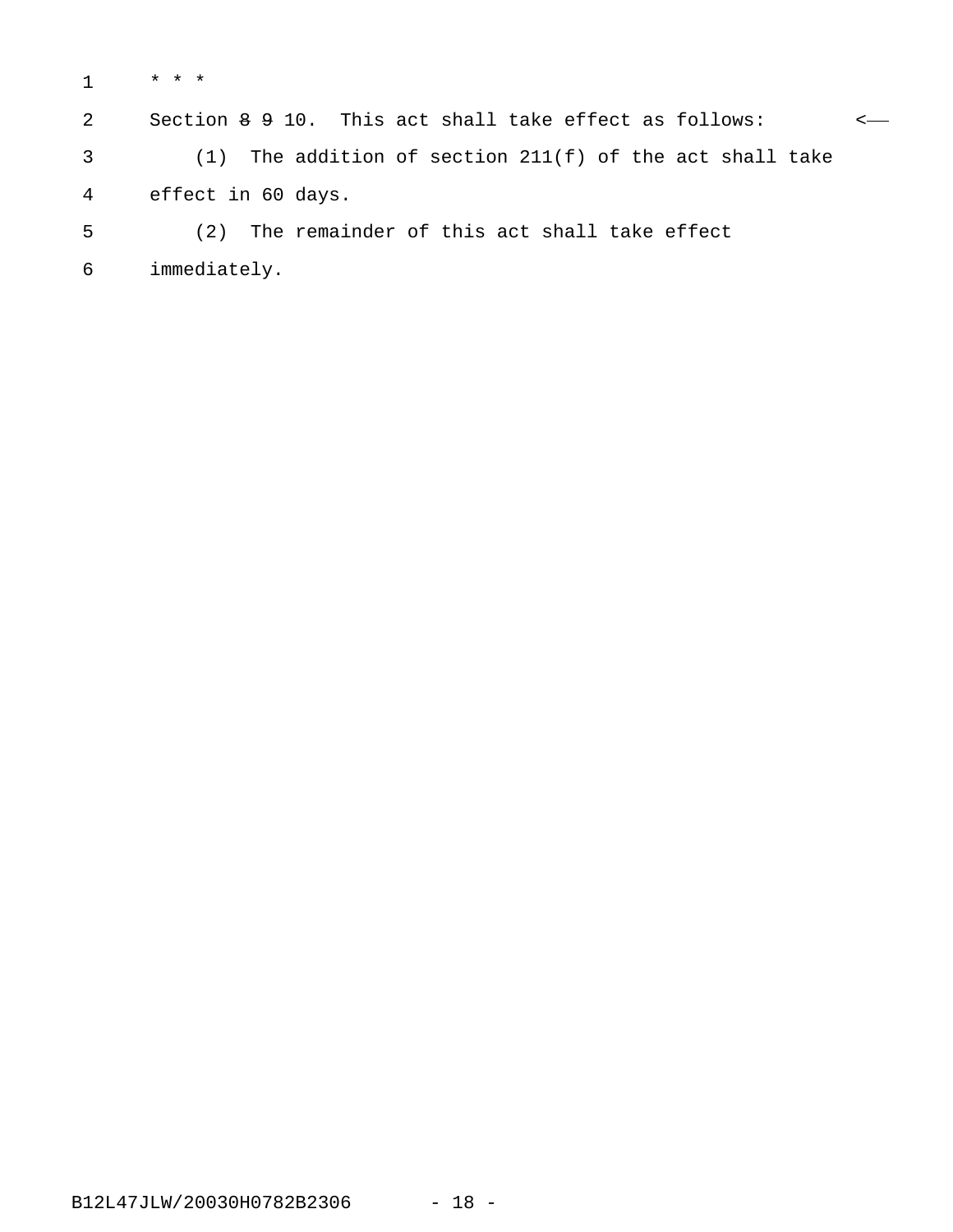* * *

Section ~~8~~ ~~9~~ 10. This act shall take effect as follows:

(1) The addition of section 211(f) of the act shall take effect in 60 days.

(2) The remainder of this act shall take effect immediately.